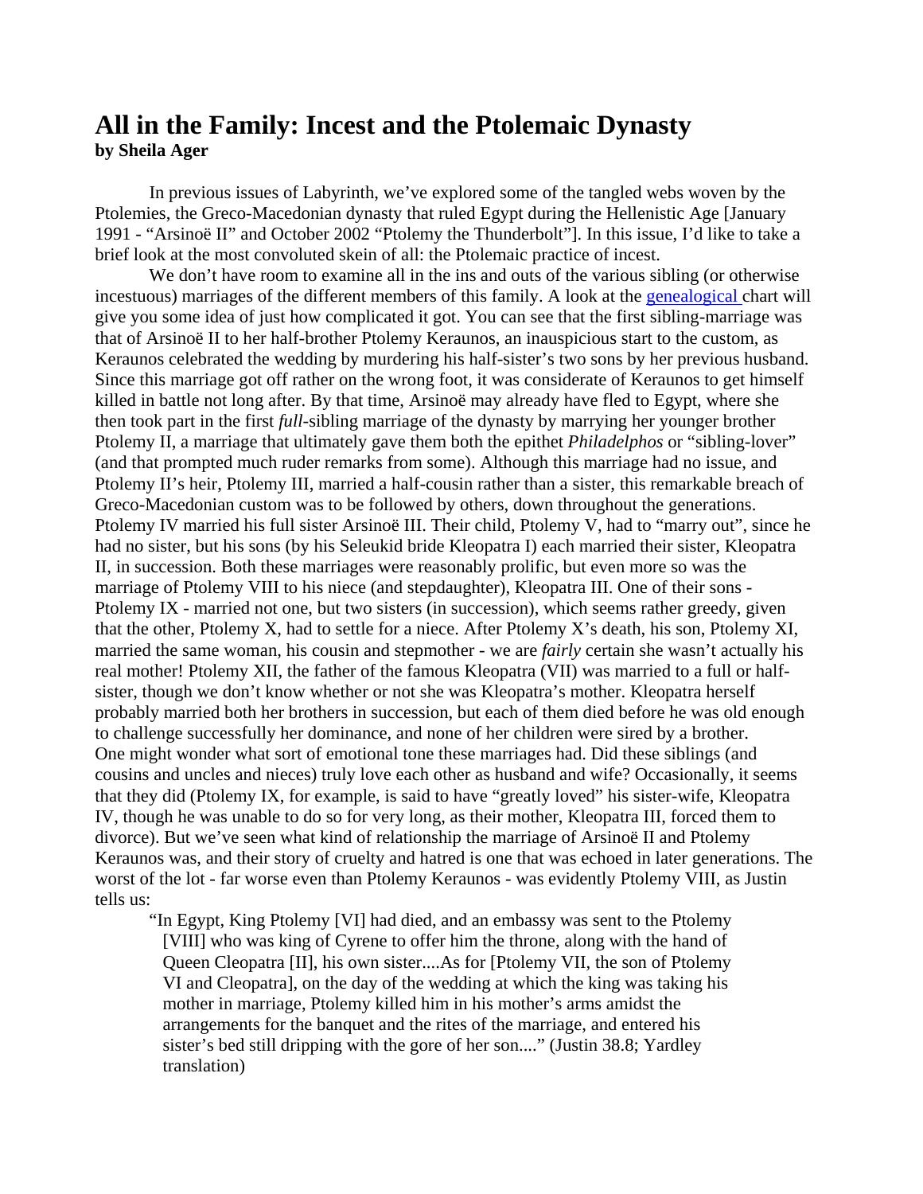# All in the Family: Incest and the Ptolemaic Dynasty

**by Sheila Ager**

In previous issues of Labyrinth, we've explored some of the tangled webs woven by the Ptolemies, the Greco-Macedonian dynasty that ruled Egypt during the Hellenistic Age [January 1991 - "Arsinoë II" and October 2002 "Ptolemy the Thunderbolt"]. In this issue, I'd like to take a brief look at the most convoluted skein of all: the Ptolemaic practice of incest.

We don't have room to examine all in the ins and outs of the various sibling (or otherwise incestuous) marriages of the different members of this family. A look at the genealogical chart will give you some idea of just how complicated it got. You can see that the first sibling-marriage was that of Arsinoë II to her half-brother Ptolemy Keraunos, an inauspicious start to the custom, as Keraunos celebrated the wedding by murdering his half-sister's two sons by her previous husband. Since this marriage got off rather on the wrong foot, it was considerate of Keraunos to get himself killed in battle not long after. By that time, Arsinoë may already have fled to Egypt, where she then took part in the first *full*-sibling marriage of the dynasty by marrying her younger brother Ptolemy II, a marriage that ultimately gave them both the epithet *Philadelphos* or "sibling-lover" (and that prompted much ruder remarks from some). Although this marriage had no issue, and Ptolemy II's heir, Ptolemy III, married a half-cousin rather than a sister, this remarkable breach of Greco-Macedonian custom was to be followed by others, down throughout the generations. Ptolemy IV married his full sister Arsinoë III. Their child, Ptolemy V, had to "marry out", since he had no sister, but his sons (by his Seleukid bride Kleopatra I) each married their sister, Kleopatra II, in succession. Both these marriages were reasonably prolific, but even more so was the marriage of Ptolemy VIII to his niece (and stepdaughter), Kleopatra III. One of their sons - Ptolemy IX - married not one, but two sisters (in succession), which seems rather greedy, given that the other, Ptolemy X, had to settle for a niece. After Ptolemy X's death, his son, Ptolemy XI, married the same woman, his cousin and stepmother - we are *fairly* certain she wasn't actually his real mother! Ptolemy XII, the father of the famous Kleopatra (VII) was married to a full or half-sister, though we don't know whether or not she was Kleopatra's mother. Kleopatra herself probably married both her brothers in succession, but each of them died before he was old enough to challenge successfully her dominance, and none of her children were sired by a brother.

One might wonder what sort of emotional tone these marriages had. Did these siblings (and cousins and uncles and nieces) truly love each other as husband and wife? Occasionally, it seems that they did (Ptolemy IX, for example, is said to have "greatly loved" his sister-wife, Kleopatra IV, though he was unable to do so for very long, as their mother, Kleopatra III, forced them to divorce). But we've seen what kind of relationship the marriage of Arsinoë II and Ptolemy Keraunos was, and their story of cruelty and hatred is one that was echoed in later generations. The worst of the lot - far worse even than Ptolemy Keraunos - was evidently Ptolemy VIII, as Justin tells us:

> "In Egypt, King Ptolemy [VI] had died, and an embassy was sent to the Ptolemy [VIII] who was king of Cyrene to offer him the throne, along with the hand of Queen Cleopatra [II], his own sister....As for [Ptolemy VII, the son of Ptolemy VI and Cleopatra], on the day of the wedding at which the king was taking his mother in marriage, Ptolemy killed him in his mother's arms amidst the arrangements for the banquet and the rites of the marriage, and entered his sister's bed still dripping with the gore of her son...." (Justin 38.8; Yardley translation)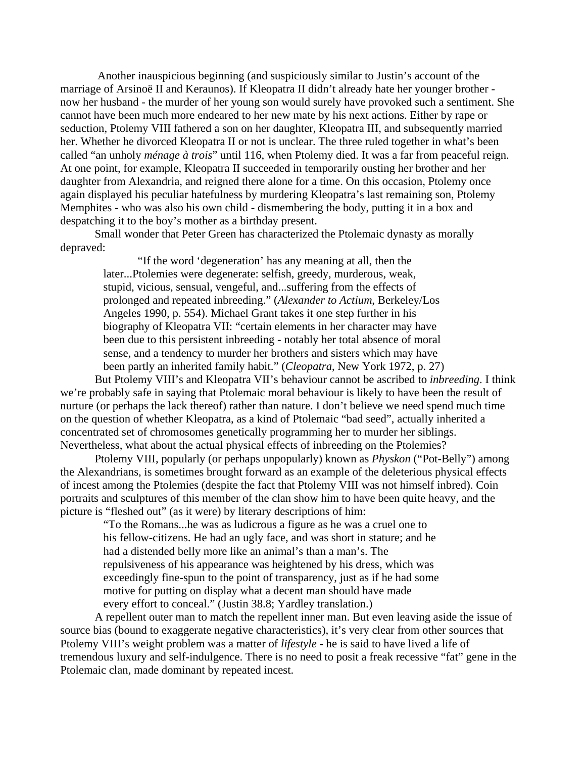Another inauspicious beginning (and suspiciously similar to Justin's account of the marriage of Arsinoë II and Keraunos). If Kleopatra II didn't already hate her younger brother - now her husband - the murder of her young son would surely have provoked such a sentiment. She cannot have been much more endeared to her new mate by his next actions. Either by rape or seduction, Ptolemy VIII fathered a son on her daughter, Kleopatra III, and subsequently married her. Whether he divorced Kleopatra II or not is unclear. The three ruled together in what's been called "an unholy *ménage à trois*" until 116, when Ptolemy died. It was a far from peaceful reign. At one point, for example, Kleopatra II succeeded in temporarily ousting her brother and her daughter from Alexandria, and reigned there alone for a time. On this occasion, Ptolemy once again displayed his peculiar hatefulness by murdering Kleopatra's last remaining son, Ptolemy Memphites - who was also his own child - dismembering the body, putting it in a box and despatching it to the boy's mother as a birthday present.

Small wonder that Peter Green has characterized the Ptolemaic dynasty as morally depraved:

> "If the word 'degeneration' has any meaning at all, then the later...Ptolemies were degenerate: selfish, greedy, murderous, weak, stupid, vicious, sensual, vengeful, and...suffering from the effects of prolonged and repeated inbreeding." (*Alexander to Actium*, Berkeley/Los Angeles 1990, p. 554). Michael Grant takes it one step further in his biography of Kleopatra VII: "certain elements in her character may have been due to this persistent inbreeding - notably her total absence of moral sense, and a tendency to murder her brothers and sisters which may have been partly an inherited family habit." (*Cleopatra*, New York 1972, p. 27)

But Ptolemy VIII's and Kleopatra VII's behaviour cannot be ascribed to *inbreeding*. I think we're probably safe in saying that Ptolemaic moral behaviour is likely to have been the result of nurture (or perhaps the lack thereof) rather than nature. I don't believe we need spend much time on the question of whether Kleopatra, as a kind of Ptolemaic "bad seed", actually inherited a concentrated set of chromosomes genetically programming her to murder her siblings. Nevertheless, what about the actual physical effects of inbreeding on the Ptolemies?

Ptolemy VIII, popularly (or perhaps unpopularly) known as *Physkon* ("Pot-Belly") among the Alexandrians, is sometimes brought forward as an example of the deleterious physical effects of incest among the Ptolemies (despite the fact that Ptolemy VIII was not himself inbred). Coin portraits and sculptures of this member of the clan show him to have been quite heavy, and the picture is "fleshed out" (as it were) by literary descriptions of him:

> "To the Romans...he was as ludicrous a figure as he was a cruel one to his fellow-citizens. He had an ugly face, and was short in stature; and he had a distended belly more like an animal's than a man's. The repulsiveness of his appearance was heightened by his dress, which was exceedingly fine-spun to the point of transparency, just as if he had some motive for putting on display what a decent man should have made every effort to conceal." (Justin 38.8; Yardley translation.)

A repellent outer man to match the repellent inner man. But even leaving aside the issue of source bias (bound to exaggerate negative characteristics), it's very clear from other sources that Ptolemy VIII's weight problem was a matter of *lifestyle* - he is said to have lived a life of tremendous luxury and self-indulgence. There is no need to posit a freak recessive "fat" gene in the Ptolemaic clan, made dominant by repeated incest.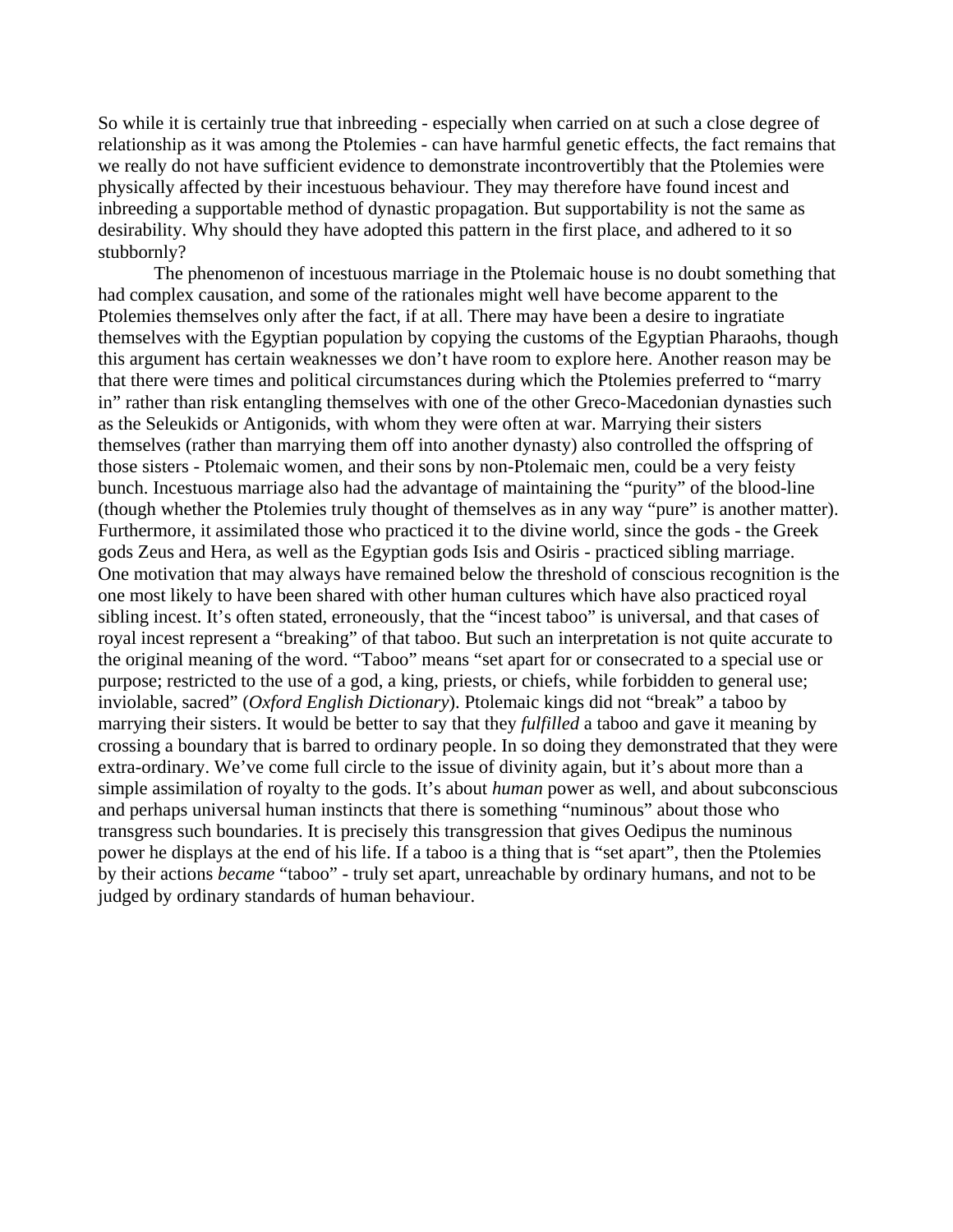So while it is certainly true that inbreeding - especially when carried on at such a close degree of relationship as it was among the Ptolemies - can have harmful genetic effects, the fact remains that we really do not have sufficient evidence to demonstrate incontrovertibly that the Ptolemies were physically affected by their incestuous behaviour. They may therefore have found incest and inbreeding a supportable method of dynastic propagation. But supportability is not the same as desirability. Why should they have adopted this pattern in the first place, and adhered to it so stubbornly?

The phenomenon of incestuous marriage in the Ptolemaic house is no doubt something that had complex causation, and some of the rationales might well have become apparent to the Ptolemies themselves only after the fact, if at all. There may have been a desire to ingratiate themselves with the Egyptian population by copying the customs of the Egyptian Pharaohs, though this argument has certain weaknesses we don't have room to explore here. Another reason may be that there were times and political circumstances during which the Ptolemies preferred to "marry in" rather than risk entangling themselves with one of the other Greco-Macedonian dynasties such as the Seleukids or Antigonids, with whom they were often at war. Marrying their sisters themselves (rather than marrying them off into another dynasty) also controlled the offspring of those sisters - Ptolemaic women, and their sons by non-Ptolemaic men, could be a very feisty bunch. Incestuous marriage also had the advantage of maintaining the "purity" of the blood-line (though whether the Ptolemies truly thought of themselves as in any way "pure" is another matter). Furthermore, it assimilated those who practiced it to the divine world, since the gods - the Greek gods Zeus and Hera, as well as the Egyptian gods Isis and Osiris - practiced sibling marriage. One motivation that may always have remained below the threshold of conscious recognition is the one most likely to have been shared with other human cultures which have also practiced royal sibling incest. It's often stated, erroneously, that the "incest taboo" is universal, and that cases of royal incest represent a "breaking" of that taboo. But such an interpretation is not quite accurate to the original meaning of the word. "Taboo" means "set apart for or consecrated to a special use or purpose; restricted to the use of a god, a king, priests, or chiefs, while forbidden to general use; inviolable, sacred" (*Oxford English Dictionary*). Ptolemaic kings did not "break" a taboo by marrying their sisters. It would be better to say that they *fulfilled* a taboo and gave it meaning by crossing a boundary that is barred to ordinary people. In so doing they demonstrated that they were extra-ordinary. We've come full circle to the issue of divinity again, but it's about more than a simple assimilation of royalty to the gods. It's about *human* power as well, and about subconscious and perhaps universal human instincts that there is something "numinous" about those who transgress such boundaries. It is precisely this transgression that gives Oedipus the numinous power he displays at the end of his life. If a taboo is a thing that is "set apart", then the Ptolemies by their actions *became* "taboo" - truly set apart, unreachable by ordinary humans, and not to be judged by ordinary standards of human behaviour.